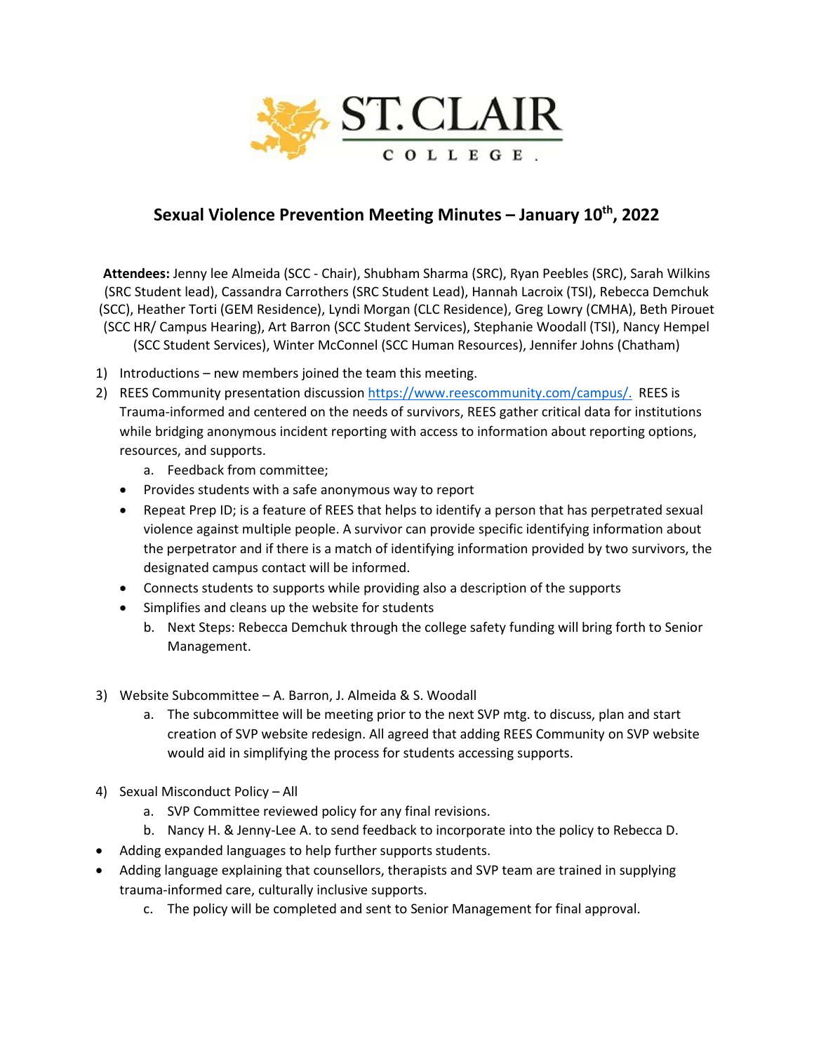ST. CLAIR COLLEGE

# Sexual Violence Prevention Meeting Minutes – January 10th, 2022

**Attendees:** Jenny lee Almeida (SCC - Chair), Shubham Sharma (SRC), Ryan Peebles (SRC), Sarah Wilkins (SRC Student lead), Cassandra Carrothers (SRC Student Lead), Hannah Lacroix (TSI), Rebecca Demchuk (SCC), Heather Torti (GEM Residence), Lyndi Morgan (CLC Residence), Greg Lowry (CMHA), Beth Pirouet (SCC HR/ Campus Hearing), Art Barron (SCC Student Services), Stephanie Woodall (TSI), Nancy Hempel (SCC Student Services), Winter McConnel (SCC Human Resources), Jennifer Johns (Chatham)

1) Introductions – new members joined the team this meeting.
2) REES Community presentation discussion https://www.reescommunity.com/campus/. REES is Trauma-informed and centered on the needs of survivors, REES gather critical data for institutions while bridging anonymous incident reporting with access to information about reporting options, resources, and supports.
   a. Feedback from committee;
   - Provides students with a safe anonymous way to report
   - Repeat Prep ID; is a feature of REES that helps to identify a person that has perpetrated sexual violence against multiple people. A survivor can provide specific identifying information about the perpetrator and if there is a match of identifying information provided by two survivors, the designated campus contact will be informed.
   - Connects students to supports while providing also a description of the supports
   - Simplifies and cleans up the website for students

   b. Next Steps: Rebecca Demchuk through the college safety funding will bring forth to Senior Management.

3) Website Subcommittee – A. Barron, J. Almeida & S. Woodall
   a. The subcommittee will be meeting prior to the next SVP mtg. to discuss, plan and start creation of SVP website redesign. All agreed that adding REES Community on SVP website would aid in simplifying the process for students accessing supports.

4) Sexual Misconduct Policy – All
   a. SVP Committee reviewed policy for any final revisions.
   b. Nancy H. & Jenny-Lee A. to send feedback to incorporate into the policy to Rebecca D.
   - Adding expanded languages to help further supports students.
   - Adding language explaining that counsellors, therapists and SVP team are trained in supplying trauma-informed care, culturally inclusive supports.

   c. The policy will be completed and sent to Senior Management for final approval.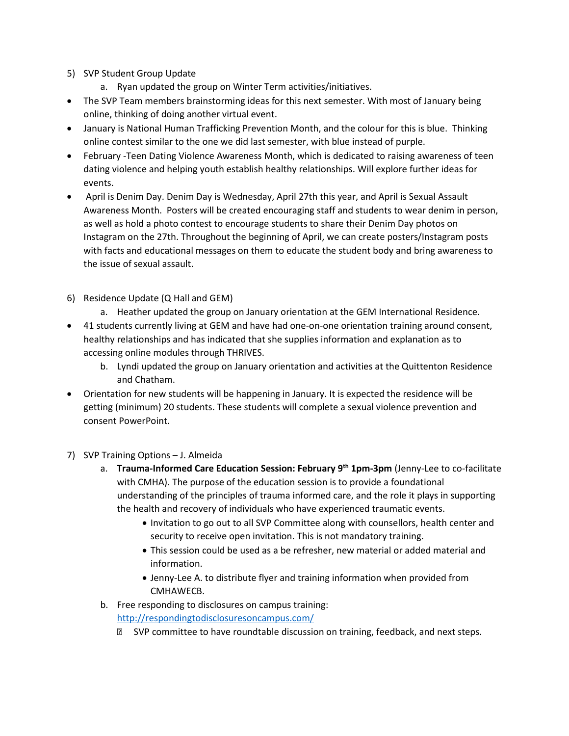5) SVP Student Group Update
    a. Ryan updated the group on Winter Term activities/initiatives.

- The SVP Team members brainstorming ideas for this next semester. With most of January being online, thinking of doing another virtual event.
- January is National Human Trafficking Prevention Month, and the colour for this is blue. Thinking online contest similar to the one we did last semester, with blue instead of purple.
- February -Teen Dating Violence Awareness Month, which is dedicated to raising awareness of teen dating violence and helping youth establish healthy relationships. Will explore further ideas for events.
- April is Denim Day. Denim Day is Wednesday, April 27th this year, and April is Sexual Assault Awareness Month. Posters will be created encouraging staff and students to wear denim in person, as well as hold a photo contest to encourage students to share their Denim Day photos on Instagram on the 27th. Throughout the beginning of April, we can create posters/Instagram posts with facts and educational messages on them to educate the student body and bring awareness to the issue of sexual assault.

6) Residence Update (Q Hall and GEM)
    a. Heather updated the group on January orientation at the GEM International Residence.

- 41 students currently living at GEM and have had one-on-one orientation training around consent, healthy relationships and has indicated that she supplies information and explanation as to accessing online modules through THRIVES.

    b. Lyndi updated the group on January orientation and activities at the Quittenton Residence and Chatham.

- Orientation for new students will be happening in January. It is expected the residence will be getting (minimum) 20 students. These students will complete a sexual violence prevention and consent PowerPoint.

7) SVP Training Options – J. Almeida
    a. **Trauma-Informed Care Education Session: February 9th 1pm-3pm** (Jenny-Lee to co-facilitate with CMHA). The purpose of the education session is to provide a foundational understanding of the principles of trauma informed care, and the role it plays in supporting the health and recovery of individuals who have experienced traumatic events.
        - Invitation to go out to all SVP Committee along with counsellors, health center and security to receive open invitation. This is not mandatory training.
        - This session could be used as a be refresher, new material or added material and information.
        - Jenny-Lee A. to distribute flyer and training information when provided from CMHAWECB.

    b. Free responding to disclosures on campus training: http://respondingtodisclosuresoncampus.com/
        - SVP committee to have roundtable discussion on training, feedback, and next steps.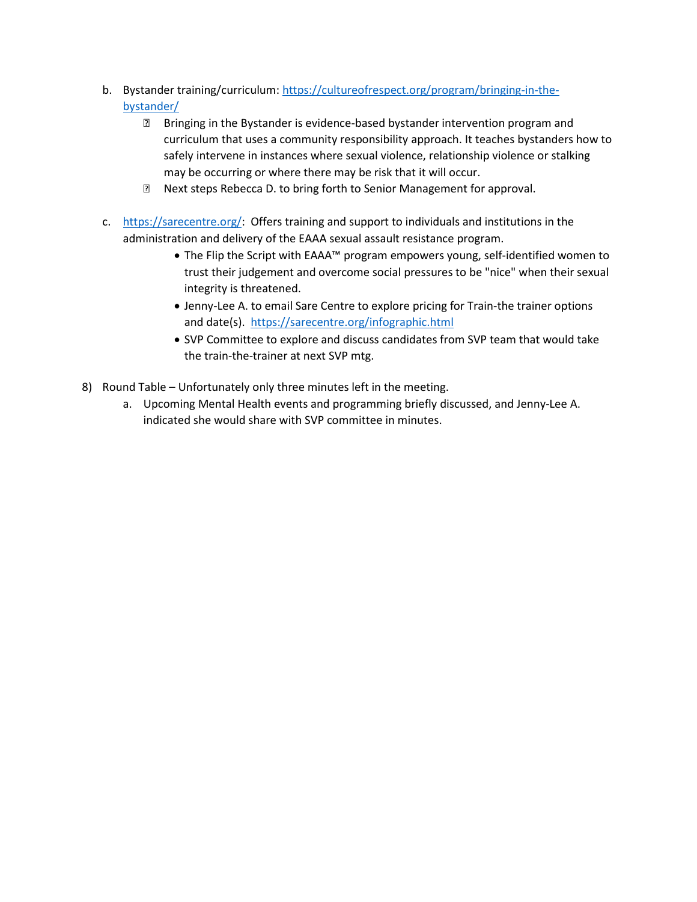b. Bystander training/curriculum: https://cultureofrespect.org/program/bringing-in-the-bystander/
   - Bringing in the Bystander is evidence-based bystander intervention program and curriculum that uses a community responsibility approach. It teaches bystanders how to safely intervene in instances where sexual violence, relationship violence or stalking may be occurring or where there may be risk that it will occur.
   - Next steps Rebecca D. to bring forth to Senior Management for approval.

c. https://sarecentre.org/: Offers training and support to individuals and institutions in the administration and delivery of the EAAA sexual assault resistance program.
   - The Flip the Script with EAAA™ program empowers young, self-identified women to trust their judgement and overcome social pressures to be "nice" when their sexual integrity is threatened.
   - Jenny-Lee A. to email Sare Centre to explore pricing for Train-the trainer options and date(s). https://sarecentre.org/infographic.html
   - SVP Committee to explore and discuss candidates from SVP team that would take the train-the-trainer at next SVP mtg.

8) Round Table – Unfortunately only three minutes left in the meeting.
   a. Upcoming Mental Health events and programming briefly discussed, and Jenny-Lee A. indicated she would share with SVP committee in minutes.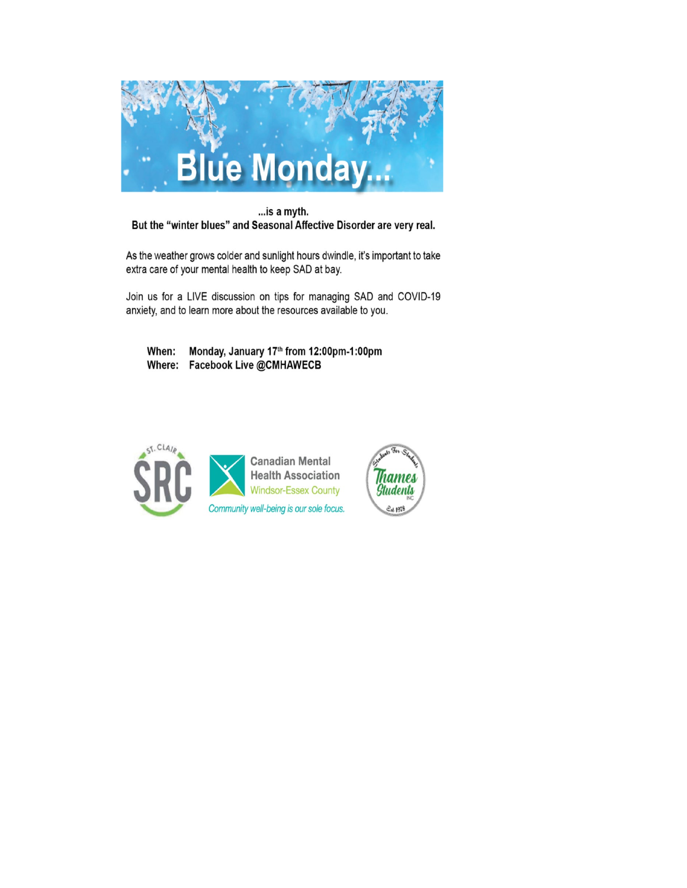# Blue Monday...

**...is a myth.**
**But the "winter blues" and Seasonal Affective Disorder are very real.**

As the weather grows colder and sunlight hours dwindle, it's important to take extra care of your mental health to keep SAD at bay.

Join us for a LIVE discussion on tips for managing SAD and COVID-19 anxiety, and to learn more about the resources available to you.

**When:** **Monday, January 17th from 12:00pm-1:00pm**
**Where:** **Facebook Live @CMHAWECB**

ST. CLAIR SRC

Canadian Mental Health Association
Windsor-Essex County
*Community well-being is our sole focus.*

Students For Students
Thames Students INC
Est 1978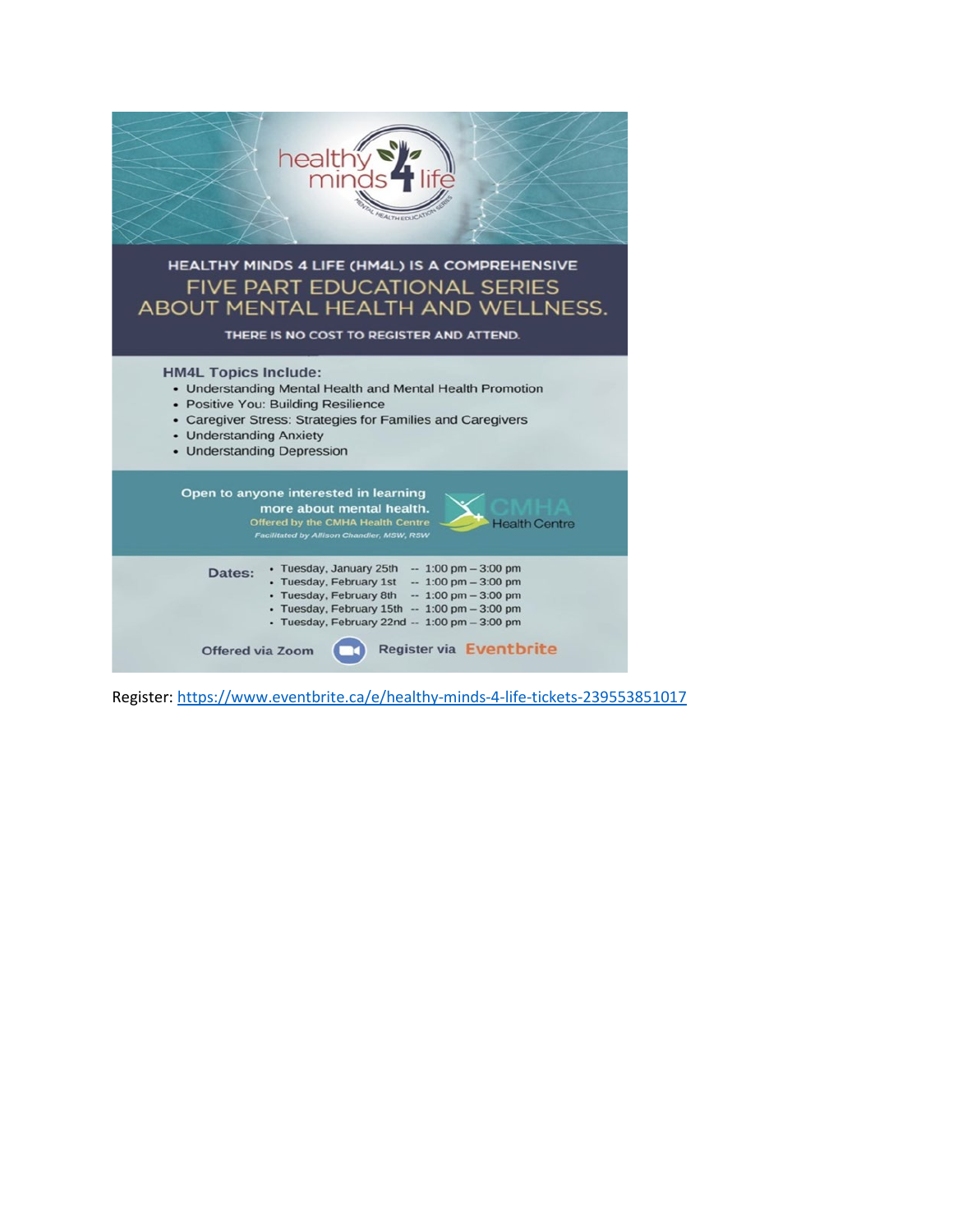# healthy minds 4 life

MENTAL HEALTH EDUCATION SERIES

## HEALTHY MINDS 4 LIFE (HM4L) IS A COMPREHENSIVE FIVE PART EDUCATIONAL SERIES ABOUT MENTAL HEALTH AND WELLNESS.

THERE IS NO COST TO REGISTER AND ATTEND.

### HM4L Topics Include:

- Understanding Mental Health and Mental Health Promotion
- Positive You: Building Resilience
- Caregiver Stress: Strategies for Families and Caregivers
- Understanding Anxiety
- Understanding Depression

**Open to anyone interested in learning more about mental health.**

Offered by the CMHA Health Centre

*Facilitated by Allison Chandler, MSW, RSW*

CMHA Health Centre

**Dates:**

- Tuesday, January 25th -- 1:00 pm – 3:00 pm
- Tuesday, February 1st -- 1:00 pm – 3:00 pm
- Tuesday, February 8th -- 1:00 pm – 3:00 pm
- Tuesday, February 15th -- 1:00 pm – 3:00 pm
- Tuesday, February 22nd -- 1:00 pm – 3:00 pm

Offered via Zoom

Register via Eventbrite

Register: https://www.eventbrite.ca/e/healthy-minds-4-life-tickets-239553851017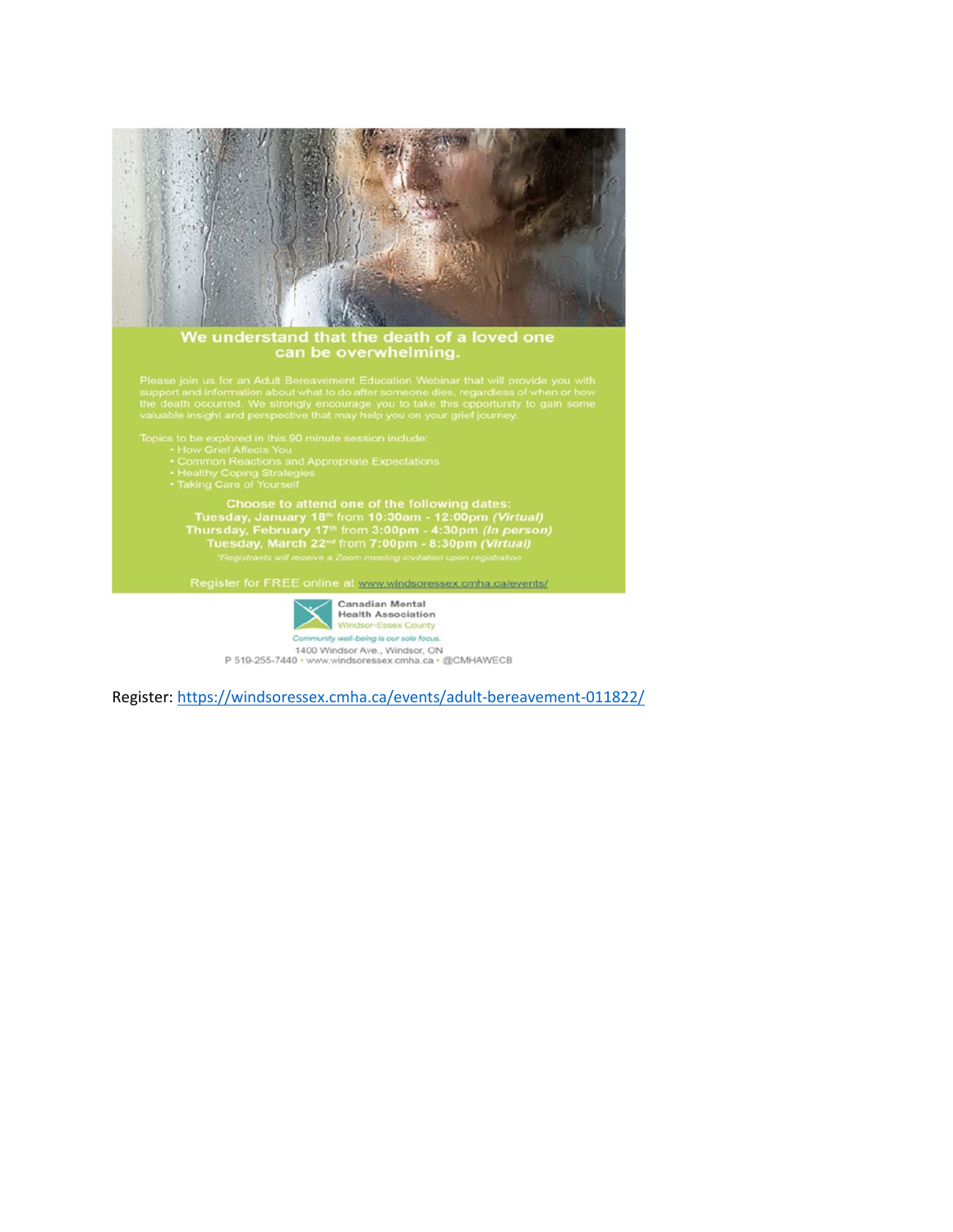## We understand that the death of a loved one can be overwhelming.

Please join us for an Adult Bereavement Education Webinar that will provide you with support and information about what to do after someone dies, regardless of when or how the death occurred. We strongly encourage you to take this opportunity to gain some valuable insight and perspective that may help you on your grief journey.

Topics to be explored in this 90 minute session include:

- How Grief Affects You
- Common Reactions and Appropriate Expectations
- Healthy Coping Strategies
- Taking Care of Yourself

**Choose to attend one of the following dates:**

**Tuesday, January 18th from 10:30am - 12:00pm *(Virtual)***
**Thursday, February 17th from 3:00pm - 4:30pm *(In person)***
**Tuesday, March 22nd from 7:00pm - 8:30pm *(Virtual)***

*\*Registrants will receive a Zoom meeting invitation upon registration*

Register for FREE online at www.windsoressex.cmha.ca/events/

Canadian Mental Health Association
Windsor-Essex County

*Community well-being is our sole focus.*

1400 Windsor Ave., Windsor, ON
P 519-255-7440 • www.windsoressex.cmha.ca • @CMHAWECB

Register: https://windsoressex.cmha.ca/events/adult-bereavement-011822/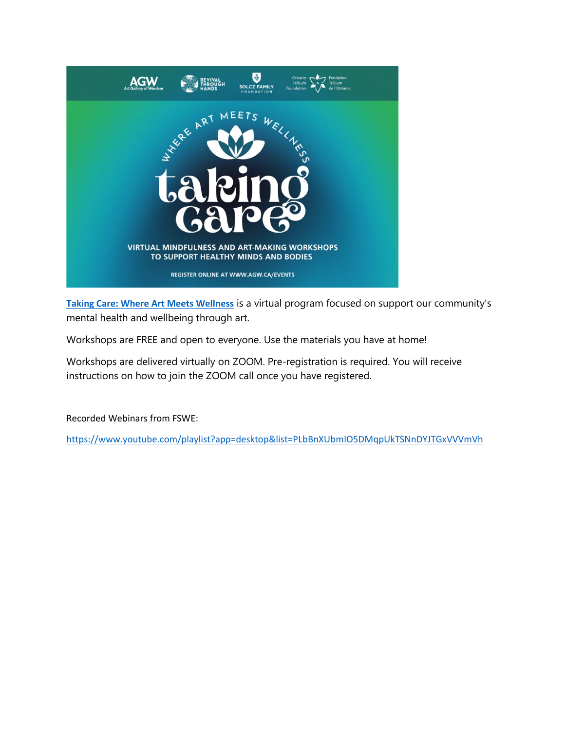AGW Art Gallery of Windsor | REVIVAL THROUGH HANDS | SOLCZ FAMILY FOUNDATION | Ontario Trillium Foundation | Fondation Trillium de l'Ontario

WHERE ART MEETS WELLNESS

taking care

VIRTUAL MINDFULNESS AND ART-MAKING WORKSHOPS TO SUPPORT HEALTHY MINDS AND BODIES

REGISTER ONLINE AT WWW.AGW.CA/EVENTS

**Taking Care: Where Art Meets Wellness** is a virtual program focused on support our community's mental health and wellbeing through art.

Workshops are FREE and open to everyone. Use the materials you have at home!

Workshops are delivered virtually on ZOOM. Pre-registration is required. You will receive instructions on how to join the ZOOM call once you have registered.

Recorded Webinars from FSWE:

https://www.youtube.com/playlist?app=desktop&list=PLbBnXUbmIO5DMqpUkTSNnDYJTGxVVVmVh